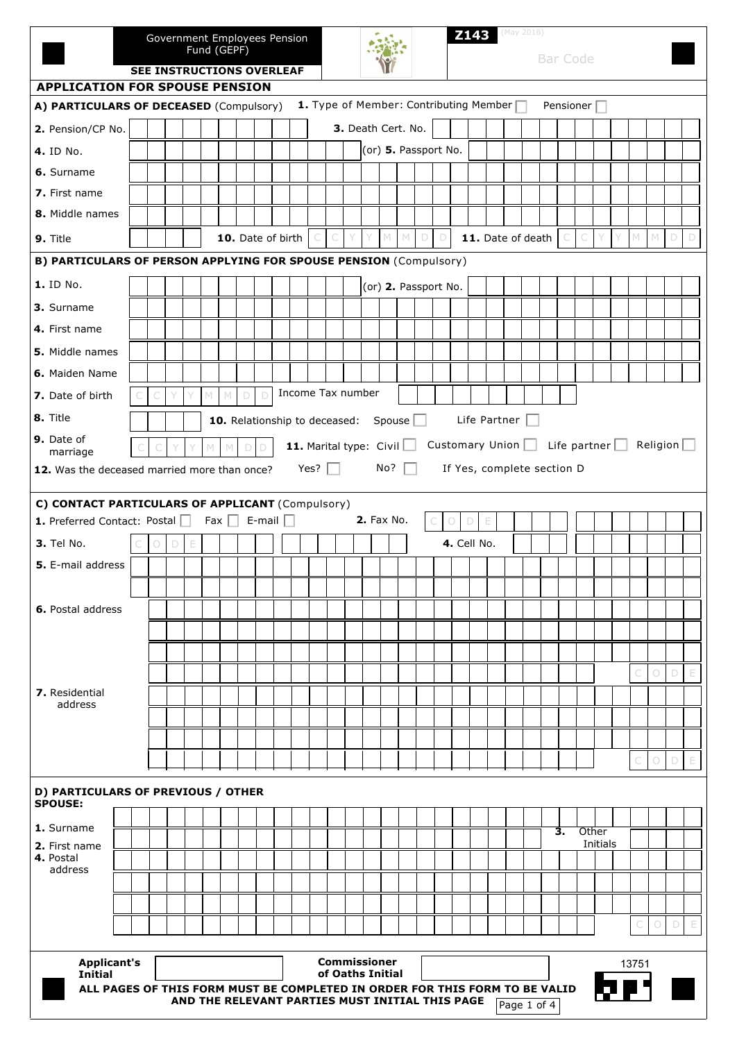Government Employees Pension Fund (GEPF)

**SEE INSTRUCTIONS OVERLEAF**

**Z143** (May 2018)

Bar Code

## APPLICATION FOR SPOUSE PENSION

### A) PARTICULARS OF DECEASED (Compulsory)

**1.** Type of Member: Contributing Member ☐ Pensioner ☐

**2.** Pension/CP No. | **3.** Death Cert. No.

**4.** ID No. | (or) **5.** Passport No.

**6.** Surname

**7.** First name

**8.** Middle names

**9.** Title | **10.** Date of birth C C Y Y M M D D | **11.** Date of death C C Y Y M M D D

### B) PARTICULARS OF PERSON APPLYING FOR SPOUSE PENSION (Compulsory)

**1.** ID No. | (or) **2.** Passport No.

**3.** Surname

**4.** First name

**5.** Middle names

**6.** Maiden Name

**7.** Date of birth C C Y Y M M D D | Income Tax number

**8.** Title | **10.** Relationship to deceased: Spouse ☐ Life Partner ☐

**9.** Date of marriage C C Y Y M M D D | **11.** Marital type: Civil ☐ Customary Union ☐ Life partner ☐ Religion ☐

**12.** Was the deceased married more than once? Yes? ☐ No? ☐ If Yes, complete section D

### C) CONTACT PARTICULARS OF APPLICANT (Compulsory)

**1.** Preferred Contact: Postal ☐ Fax ☐ E-mail ☐ | **2.** Fax No. C O D E

**3.** Tel No. C O D E | **4.** Cell No.

**5.** E-mail address

**6.** Postal address — C O D E

**7.** Residential address — C O D E

### D) PARTICULARS OF PREVIOUS / OTHER SPOUSE:

**1.** Surname

**2.** First name | **3.** Other Initials

**4.** Postal address — C O D E

**Applicant's Initial** | **Commissioner of Oaths Initial**

13751

**ALL PAGES OF THIS FORM MUST BE COMPLETED IN ORDER FOR THIS FORM TO BE VALID AND THE RELEVANT PARTIES MUST INITIAL THIS PAGE**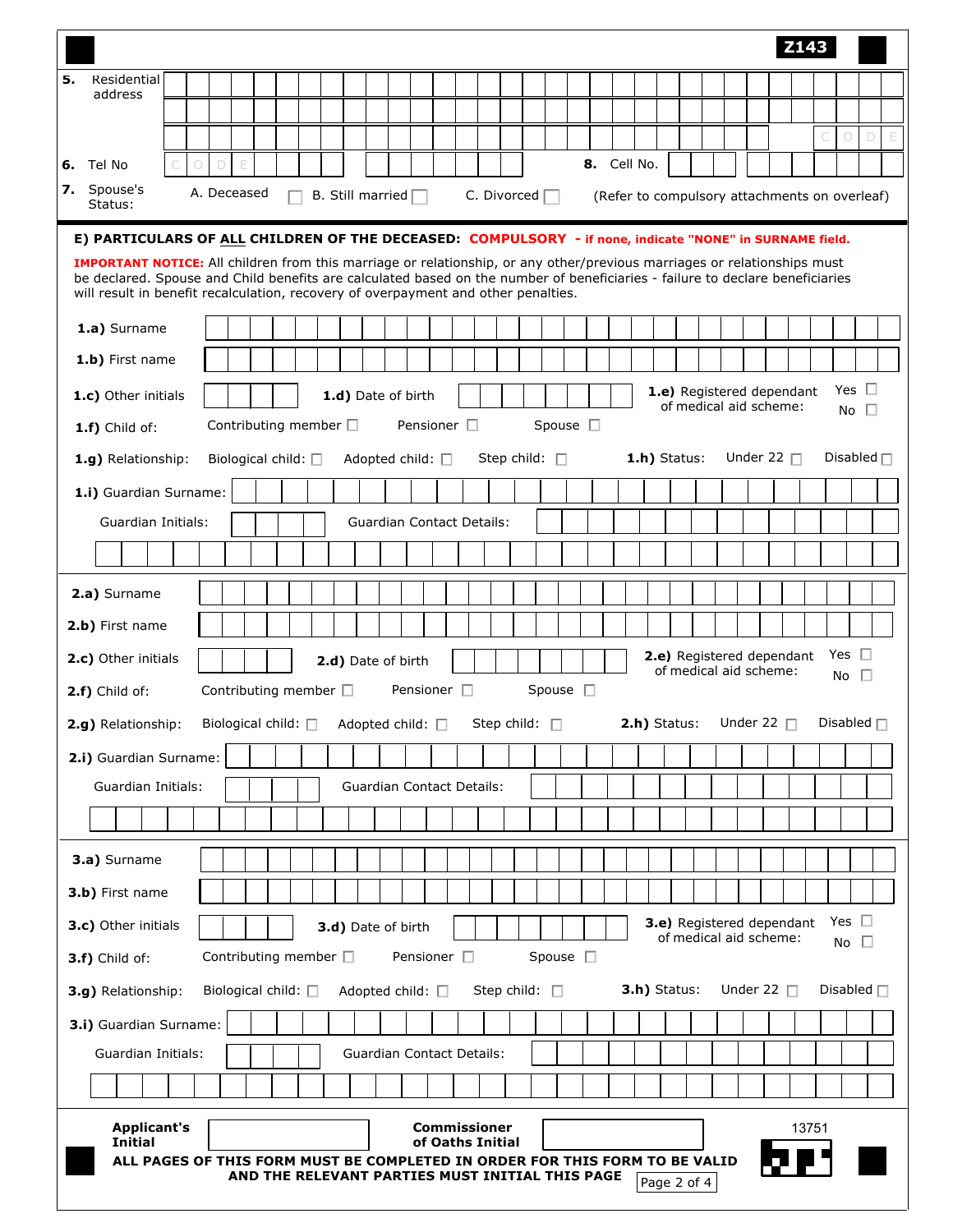Z143

**5.** Residential address

CODE

**6.** Tel No CODE

**8.** Cell No.

**7.** Spouse's Status: A. Deceased ☐ B. Still married ☐ C. Divorced ☐ (Refer to compulsory attachments on overleaf)

## E) PARTICULARS OF ALL CHILDREN OF THE DECEASED: COMPULSORY - if none, indicate "NONE" in SURNAME field.

**IMPORTANT NOTICE:** All children from this marriage or relationship, or any other/previous marriages or relationships must be declared. Spouse and Child benefits are calculated based on the number of beneficiaries - failure to declare beneficiaries will result in benefit recalculation, recovery of overpayment and other penalties.

**1.a)** Surname

**1.b)** First name

**1.c)** Other initials

**1.d)** Date of birth

**1.e)** Registered dependant of medical aid scheme: Yes ☐ No ☐

**1.f)** Child of: Contributing member ☐ Pensioner ☐ Spouse ☐

**1.g)** Relationship: Biological child: ☐ Adopted child: ☐ Step child: ☐

**1.h)** Status: Under 22 ☐ Disabled ☐

**1.i)** Guardian Surname:

Guardian Initials:

Guardian Contact Details:

**2.a)** Surname

**2.b)** First name

**2.c)** Other initials

**2.d)** Date of birth

**2.e)** Registered dependant of medical aid scheme: Yes ☐ No ☐

**2.f)** Child of: Contributing member ☐ Pensioner ☐ Spouse ☐

**2.g)** Relationship: Biological child: ☐ Adopted child: ☐ Step child: ☐

**2.h)** Status: Under 22 ☐ Disabled ☐

**2.i)** Guardian Surname:

Guardian Initials:

Guardian Contact Details:

**3.a)** Surname

**3.b)** First name

**3.c)** Other initials

**3.d)** Date of birth

**3.e)** Registered dependant of medical aid scheme: Yes ☐ No ☐

**3.f)** Child of: Contributing member ☐ Pensioner ☐ Spouse ☐

**3.g)** Relationship: Biological child: ☐ Adopted child: ☐ Step child: ☐

**3.h)** Status: Under 22 ☐ Disabled ☐

**3.i)** Guardian Surname:

Guardian Initials:

Guardian Contact Details:

**Applicant's Initial**

**Commissioner of Oaths Initial**

13751

**ALL PAGES OF THIS FORM MUST BE COMPLETED IN ORDER FOR THIS FORM TO BE VALID AND THE RELEVANT PARTIES MUST INITIAL THIS PAGE**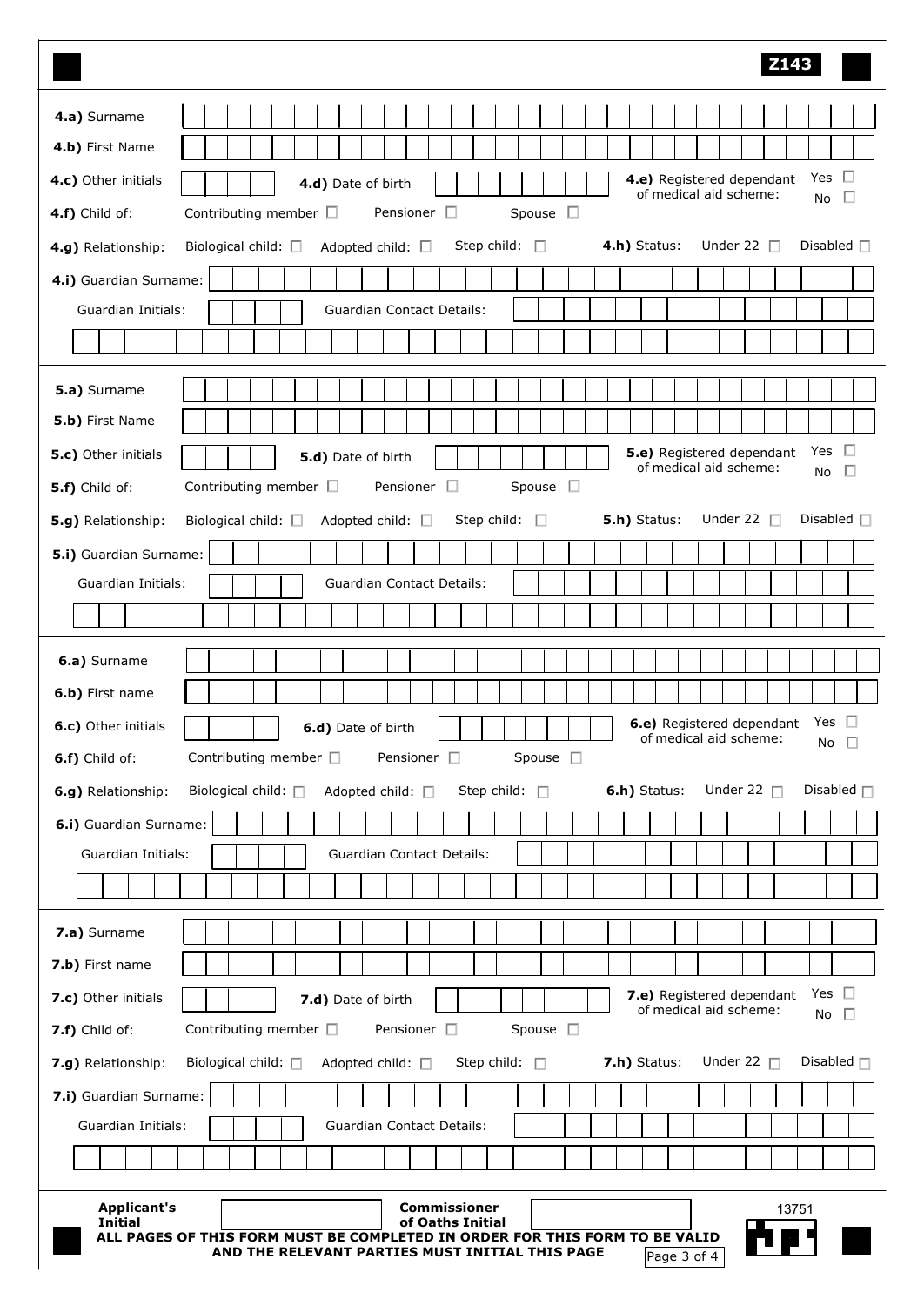Z143

**4.a)** Surname

**4.b)** First Name

**4.c)** Other initials

**4.d)** Date of birth

**4.e)** Registered dependant of medical aid scheme: Yes ☐ No ☐

**4.f)** Child of: Contributing member ☐ Pensioner ☐ Spouse ☐

**4.g)** Relationship: Biological child: ☐ Adopted child: ☐ Step child: ☐

**4.h)** Status: Under 22 ☐ Disabled ☐

**4.i)** Guardian Surname:

Guardian Initials:

Guardian Contact Details:

---

**5.a)** Surname

**5.b)** First Name

**5.c)** Other initials

**5.d)** Date of birth

**5.e)** Registered dependant of medical aid scheme: Yes ☐ No ☐

**5.f)** Child of: Contributing member ☐ Pensioner ☐ Spouse ☐

**5.g)** Relationship: Biological child: ☐ Adopted child: ☐ Step child: ☐

**5.h)** Status: Under 22 ☐ Disabled ☐

**5.i)** Guardian Surname:

Guardian Initials:

Guardian Contact Details:

---

**6.a)** Surname

**6.b)** First name

**6.c)** Other initials

**6.d)** Date of birth

**6.e)** Registered dependant of medical aid scheme: Yes ☐ No ☐

**6.f)** Child of: Contributing member ☐ Pensioner ☐ Spouse ☐

**6.g)** Relationship: Biological child: ☐ Adopted child: ☐ Step child: ☐

**6.h)** Status: Under 22 ☐ Disabled ☐

**6.i)** Guardian Surname:

Guardian Initials:

Guardian Contact Details:

---

**7.a)** Surname

**7.b)** First name

**7.c)** Other initials

**7.d)** Date of birth

**7.e)** Registered dependant of medical aid scheme: Yes ☐ No ☐

**7.f)** Child of: Contributing member ☐ Pensioner ☐ Spouse ☐

**7.g)** Relationship: Biological child: ☐ Adopted child: ☐ Step child: ☐

**7.h)** Status: Under 22 ☐ Disabled ☐

**7.i)** Guardian Surname:

Guardian Initials:

Guardian Contact Details:

---

**Applicant's Initial** ____________ **Commissioner of Oaths Initial** ____________

13751

**ALL PAGES OF THIS FORM MUST BE COMPLETED IN ORDER FOR THIS FORM TO BE VALID AND THE RELEVANT PARTIES MUST INITIAL THIS PAGE**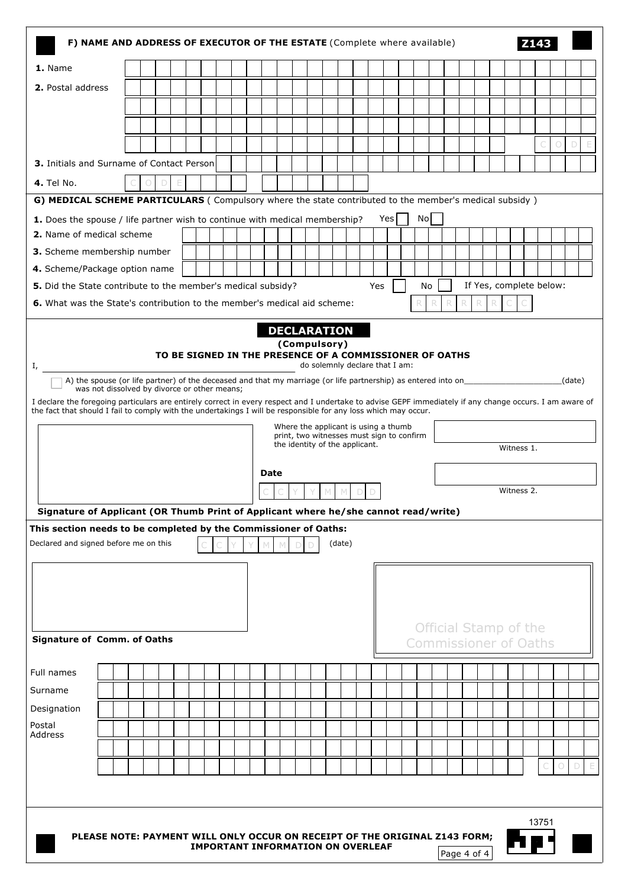## F) NAME AND ADDRESS OF EXECUTOR OF THE ESTATE (Complete where available)

**Z143**

**1.** Name

**2.** Postal address

CODE

**3.** Initials and Surname of Contact Person

**4.** Tel No. CODE

## G) MEDICAL SCHEME PARTICULARS ( Compulsory where the state contributed to the member's medical subsidy )

**1.** Does the spouse / life partner wish to continue with medical membership? Yes ☐ No ☐

**2.** Name of medical scheme

**3.** Scheme membership number

**4.** Scheme/Package option name

**5.** Did the State contribute to the member's medical subsidy? Yes ☐ No ☐ If Yes, complete below:

**6.** What was the State's contribution to the member's medical aid scheme: R R R R R R C C

## DECLARATION

**(Compulsory)**

**TO BE SIGNED IN THE PRESENCE OF A COMMISSIONER OF OATHS**

I, \_\_\_\_\_\_\_\_\_\_\_\_\_\_\_\_\_\_\_\_\_\_\_\_\_\_\_\_\_\_\_\_\_\_\_\_\_\_\_\_ do solemnly declare that I am:

☐ A) the spouse (or life partner) of the deceased and that my marriage (or life partnership) as entered into on\_\_\_\_\_\_\_\_\_\_\_\_\_\_\_\_\_\_\_\_(date) was not dissolved by divorce or other means;

I declare the foregoing particulars are entirely correct in every respect and I undertake to advise GEPF immediately if any change occurs. I am aware of the fact that should I fail to comply with the undertakings I will be responsible for any loss which may occur.

Where the applicant is using a thumb print, two witnesses must sign to confirm the identity of the applicant.

Witness 1.

**Date** C C Y Y M M D D

Witness 2.

**Signature of Applicant (OR Thumb Print of Applicant where he/she cannot read/write)**

**This section needs to be completed by the Commissioner of Oaths:**

Declared and signed before me on this C C Y Y M M D D (date)

**Signature of Comm. of Oaths**

Official Stamp of the Commissioner of Oaths

Full names

Surname

Designation

Postal Address

CODE

13751

**PLEASE NOTE: PAYMENT WILL ONLY OCCUR ON RECEIPT OF THE ORIGINAL Z143 FORM; IMPORTANT INFORMATION ON OVERLEAF**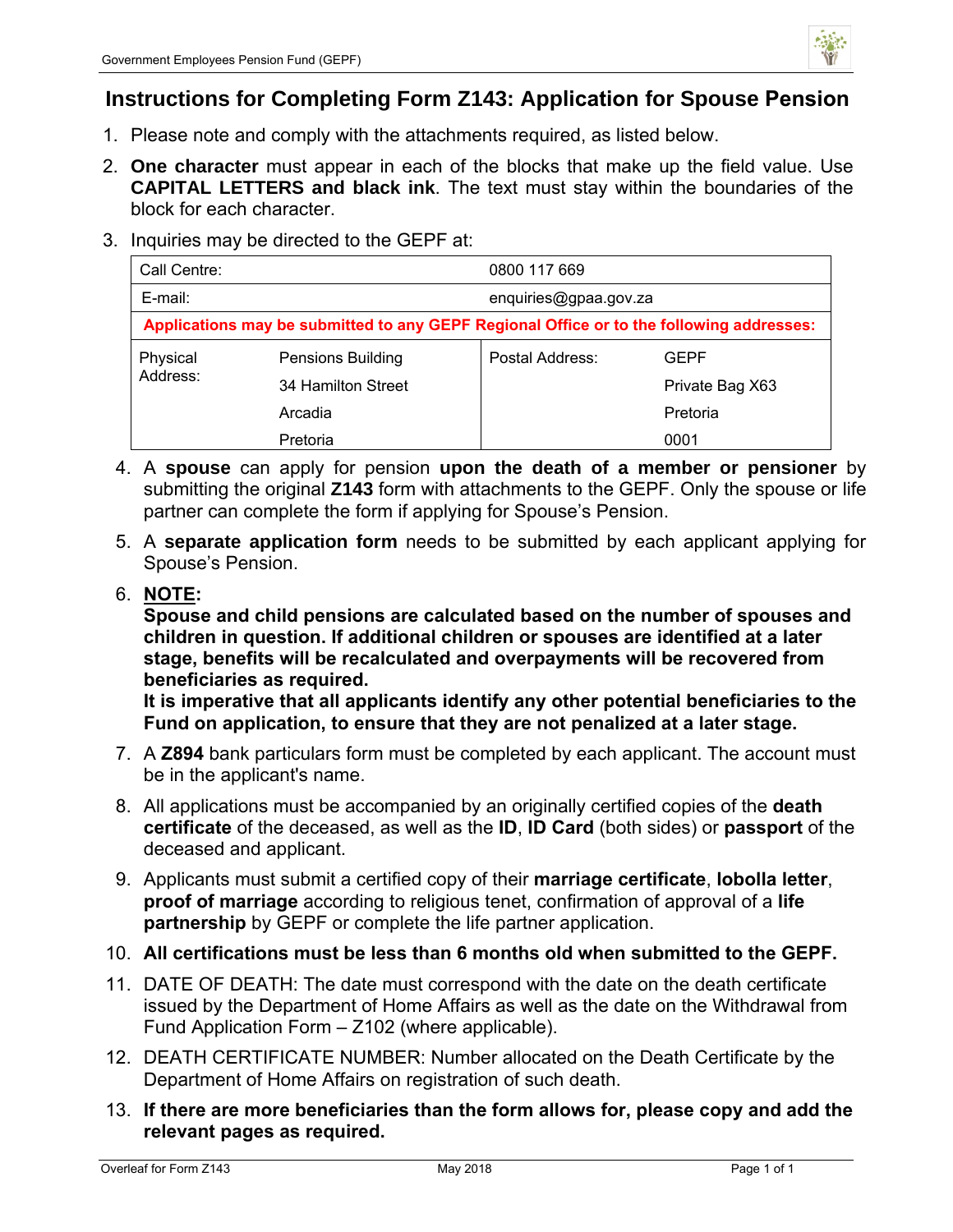# Instructions for Completing Form Z143: Application for Spouse Pension

1. Please note and comply with the attachments required, as listed below.
2. **One character** must appear in each of the blocks that make up the field value. Use **CAPITAL LETTERS and black ink**. The text must stay within the boundaries of the block for each character.
3. Inquiries may be directed to the GEPF at:

| | | | |
|---|---|---|---|
| Call Centre: | | 0800 117 669 | |
| E-mail: | | enquiries@gpaa.gov.za | |
| **Applications may be submitted to any GEPF Regional Office or to the following addresses:** | | | |
| Physical Address: | Pensions Building<br>34 Hamilton Street<br>Arcadia<br>Pretoria | Postal Address: | GEPF<br>Private Bag X63<br>Pretoria<br>0001 |

4. A **spouse** can apply for pension **upon the death of a member or pensioner** by submitting the original **Z143** form with attachments to the GEPF. Only the spouse or life partner can complete the form if applying for Spouse's Pension.
5. A **separate application form** needs to be submitted by each applicant applying for Spouse's Pension.
6. **<u>NOTE</u>:**
   **Spouse and child pensions are calculated based on the number of spouses and children in question. If additional children or spouses are identified at a later stage, benefits will be recalculated and overpayments will be recovered from beneficiaries as required.**
   **It is imperative that all applicants identify any other potential beneficiaries to the Fund on application, to ensure that they are not penalized at a later stage.**
7. A **Z894** bank particulars form must be completed by each applicant. The account must be in the applicant's name.
8. All applications must be accompanied by an originally certified copies of the **death certificate** of the deceased, as well as the **ID**, **ID Card** (both sides) or **passport** of the deceased and applicant.
9. Applicants must submit a certified copy of their **marriage certificate**, **lobolla letter**, **proof of marriage** according to religious tenet, confirmation of approval of a **life partnership** by GEPF or complete the life partner application.
10. **All certifications must be less than 6 months old when submitted to the GEPF.**
11. DATE OF DEATH: The date must correspond with the date on the death certificate issued by the Department of Home Affairs as well as the date on the Withdrawal from Fund Application Form – Z102 (where applicable).
12. DEATH CERTIFICATE NUMBER: Number allocated on the Death Certificate by the Department of Home Affairs on registration of such death.
13. **If there are more beneficiaries than the form allows for, please copy and add the relevant pages as required.**